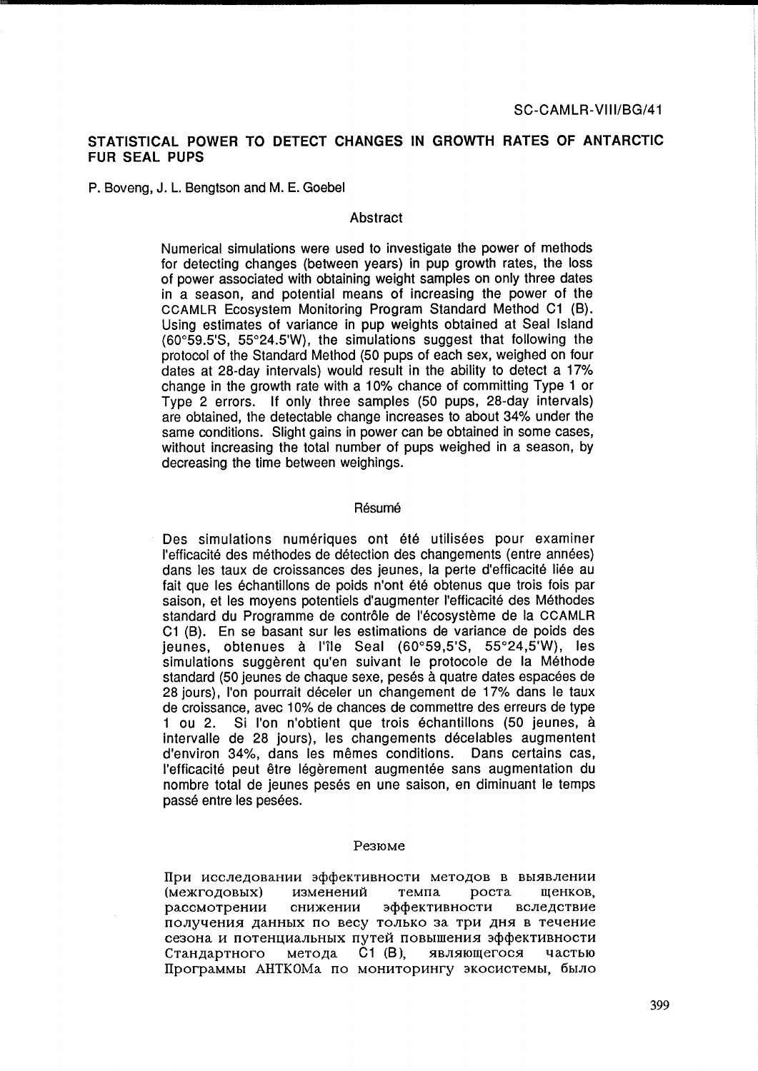SC-CAMLR-VIII/BG/41

# STATISTICAL POWER TO DETECT CHANGES IN GROWTH RATES OF ANTARCTIC FUR SEAL PUPS

P. Boveng, J. L. Bengtson and M. E. Goebel

## Abstract

Numerical simulations were used to investigate the power of methods for detecting changes (between years) in pup growth rates, the loss of power associated with obtaining weight samples on only three dates in a season, and potential means of increasing the power of the CCAMLR Ecosystem Monitoring Program Standard Method C1 (B). Using estimates of variance in pup weights obtained at Seal Island (60°59.5'S, 55°24.5'W), the simulations suggest that following the protocol of the Standard Method (50 pups of each sex, weighed on four dates at 28-day intervals) would result in the ability to detect a 17% change in the growth rate with a 10% chance of committing Type 1 or Type 2 errors. If only three samples (50 pups, 28-day intervals) are obtained, the detectable change increases to about 34% under the same conditions. Slight gains in power can be obtained in some cases, without increasing the total number of pups weighed in a season, by decreasing the time between weighings.

## Résumé

Des simulations numériques ont été utilisées pour examiner l'efficacité des méthodes de détection des changements (entre années) dans les taux de croissances des jeunes, la perte d'efficacité liée au fait que les échantillons de poids n'ont été obtenus que trois fois par saison, et les moyens potentiels d'augmenter l'efficacité des Méthodes standard du Programme de contrôle de l'écosystème de la CCAMLR C1 (B). En se basant sur les estimations de variance de poids des jeunes, obtenues à l'île Seal (60°59,5'S, 55°24,5'W), les simulations suggèrent qu'en suivant le protocole de la Méthode standard (50 jeunes de chaque sexe, pesés à quatre dates espacées de 28 jours), l'on pourrait déceler un changement de 17% dans le taux de croissance, avec 10% de chances de commettre des erreurs de type 1 ou 2. Si l'on n'obtient que trois échantillons (50 jeunes, à intervalle de 28 jours), les changements décelables augmentent d'environ 34%, dans les mêmes conditions. Dans certains cas, l'efficacité peut être légèrement augmentée sans augmentation du nombre total de jeunes pesés en une saison, en diminuant le temps passé entre les pesées.

## Резюме

При исследовании эффективности методов в выявлении (межгодовых) изменений темпа роста щенков, рассмотрении снижении эффективности вследствие получения данных по весу только за три дня в течение сезона и потенциальных путей повышения эффективности Стандартного метода C1 (B), являющегося частью Программы АНТКОМа по мониторингу экосистемы, было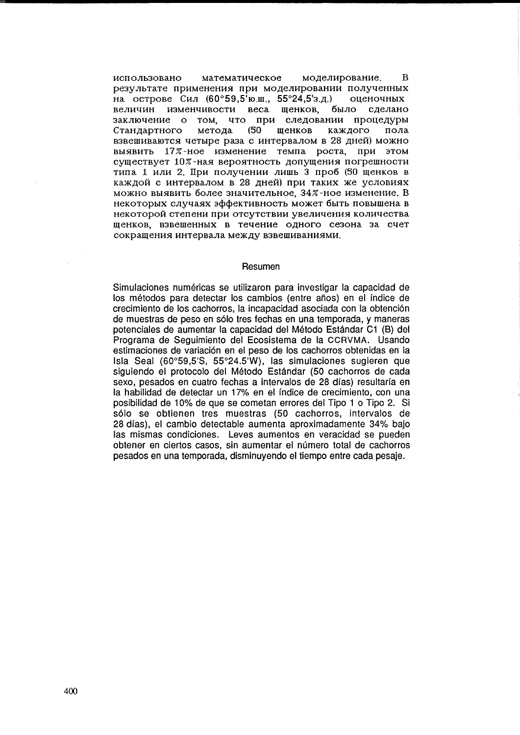использовано математическое моделирование. В результате применения при моделировании полученных на острове Сил (60°59,5'ю.ш., 55°24,5'з.д.) оценочных величин изменчивости веса щенков, было сделано заключение о том, что при следовании процедуры Стандартного метода (50 щенков каждого пола взвешиваются четыре раза с интервалом в 28 дней) можно выявить 17%-ное изменение темпа роста, при этом существует 10%-ная вероятность допущения погрешности типа 1 или 2. При получении лишь 3 проб (50 щенков в каждой с интервалом в 28 дней) при таких же условиях можно выявить более значительное, 34%-ное изменение. В некоторых случаях эффективность может быть повышена в некоторой степени при отсутствии увеличения количества щенков, взвешенных в течение одного сезона за счет сокращения интервала между взвешиваниями.

## Resumen

Simulaciones numéricas se utilizaron para investigar la capacidad de los métodos para detectar los cambios (entre años) en el índice de crecimiento de los cachorros, la incapacidad asociada con la obtención de muestras de peso en sólo tres fechas en una temporada, y maneras potenciales de aumentar la capacidad del Método Estándar C1 (B) del Programa de Seguimiento del Ecosistema de la CCRVMA. Usando estimaciones de variación en el peso de los cachorros obtenidas en la Isla Seal (60°59,5'S, 55°24.5'W), las simulaciones sugieren que siguiendo el protocolo del Método Estándar (50 cachorros de cada sexo, pesados en cuatro fechas a intervalos de 28 días) resultaría en la habilidad de detectar un 17% en el índice de crecimiento, con una posibilidad de 10% de que se cometan errores del Tipo 1 o Tipo 2. Si sólo se obtienen tres muestras (50 cachorros, intervalos de 28 días), el cambio detectable aumenta aproximadamente 34% bajo las mismas condiciones. Leves aumentos en veracidad se pueden obtener en ciertos casos, sin aumentar el número total de cachorros pesados en una temporada, disminuyendo el tiempo entre cada pesaje.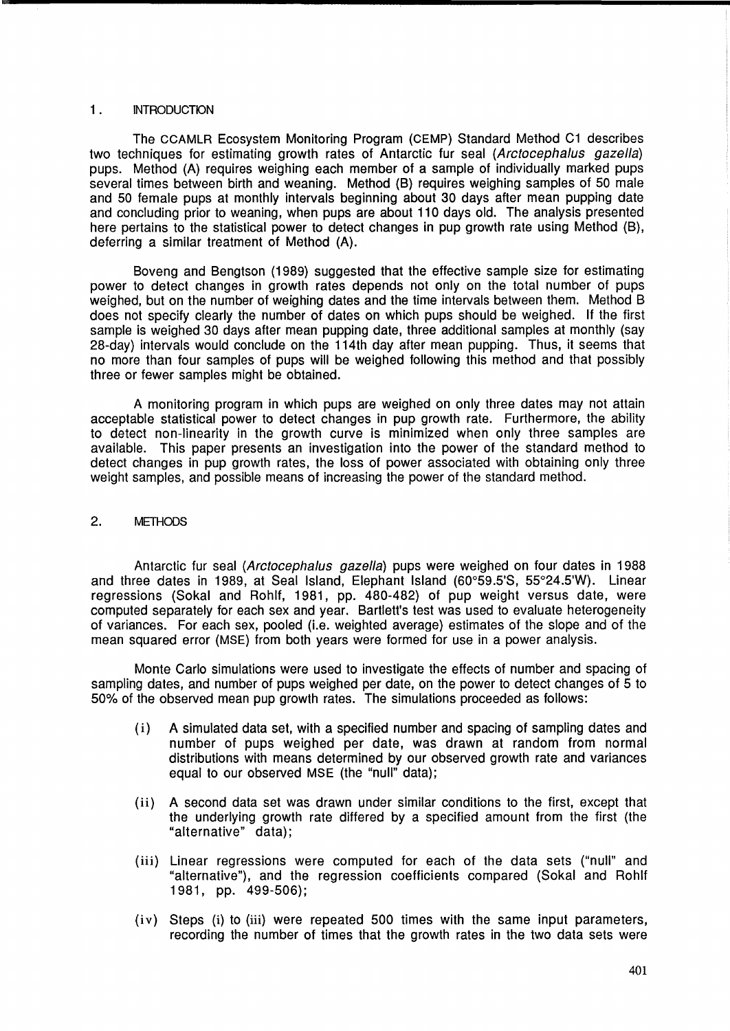## 1. INTRODUCTION

The CCAMLR Ecosystem Monitoring Program (CEMP) Standard Method C1 describes two techniques for estimating growth rates of Antarctic fur seal (*Arctocephalus gazella*) pups. Method (A) requires weighing each member of a sample of individually marked pups several times between birth and weaning. Method (B) requires weighing samples of 50 male and 50 female pups at monthly intervals beginning about 30 days after mean pupping date and concluding prior to weaning, when pups are about 110 days old. The analysis presented here pertains to the statistical power to detect changes in pup growth rate using Method (B), deferring a similar treatment of Method (A).

Boveng and Bengtson (1989) suggested that the effective sample size for estimating power to detect changes in growth rates depends not only on the total number of pups weighed, but on the number of weighing dates and the time intervals between them. Method B does not specify clearly the number of dates on which pups should be weighed. If the first sample is weighed 30 days after mean pupping date, three additional samples at monthly (say 28-day) intervals would conclude on the 114th day after mean pupping. Thus, it seems that no more than four samples of pups will be weighed following this method and that possibly three or fewer samples might be obtained.

A monitoring program in which pups are weighed on only three dates may not attain acceptable statistical power to detect changes in pup growth rate. Furthermore, the ability to detect non-linearity in the growth curve is minimized when only three samples are available. This paper presents an investigation into the power of the standard method to detect changes in pup growth rates, the loss of power associated with obtaining only three weight samples, and possible means of increasing the power of the standard method.

## 2. METHODS

Antarctic fur seal (*Arctocephalus gazella*) pups were weighed on four dates in 1988 and three dates in 1989, at Seal Island, Elephant Island (60°59.5'S, 55°24.5'W). Linear regressions (Sokal and Rohlf, 1981, pp. 480-482) of pup weight versus date, were computed separately for each sex and year. Bartlett's test was used to evaluate heterogeneity of variances. For each sex, pooled (i.e. weighted average) estimates of the slope and of the mean squared error (MSE) from both years were formed for use in a power analysis.

Monte Carlo simulations were used to investigate the effects of number and spacing of sampling dates, and number of pups weighed per date, on the power to detect changes of 5 to 50% of the observed mean pup growth rates. The simulations proceeded as follows:

(i) A simulated data set, with a specified number and spacing of sampling dates and number of pups weighed per date, was drawn at random from normal distributions with means determined by our observed growth rate and variances equal to our observed MSE (the "null" data);

(ii) A second data set was drawn under similar conditions to the first, except that the underlying growth rate differed by a specified amount from the first (the "alternative" data);

(iii) Linear regressions were computed for each of the data sets ("null" and "alternative"), and the regression coefficients compared (Sokal and Rohlf 1981, pp. 499-506);

(iv) Steps (i) to (iii) were repeated 500 times with the same input parameters, recording the number of times that the growth rates in the two data sets were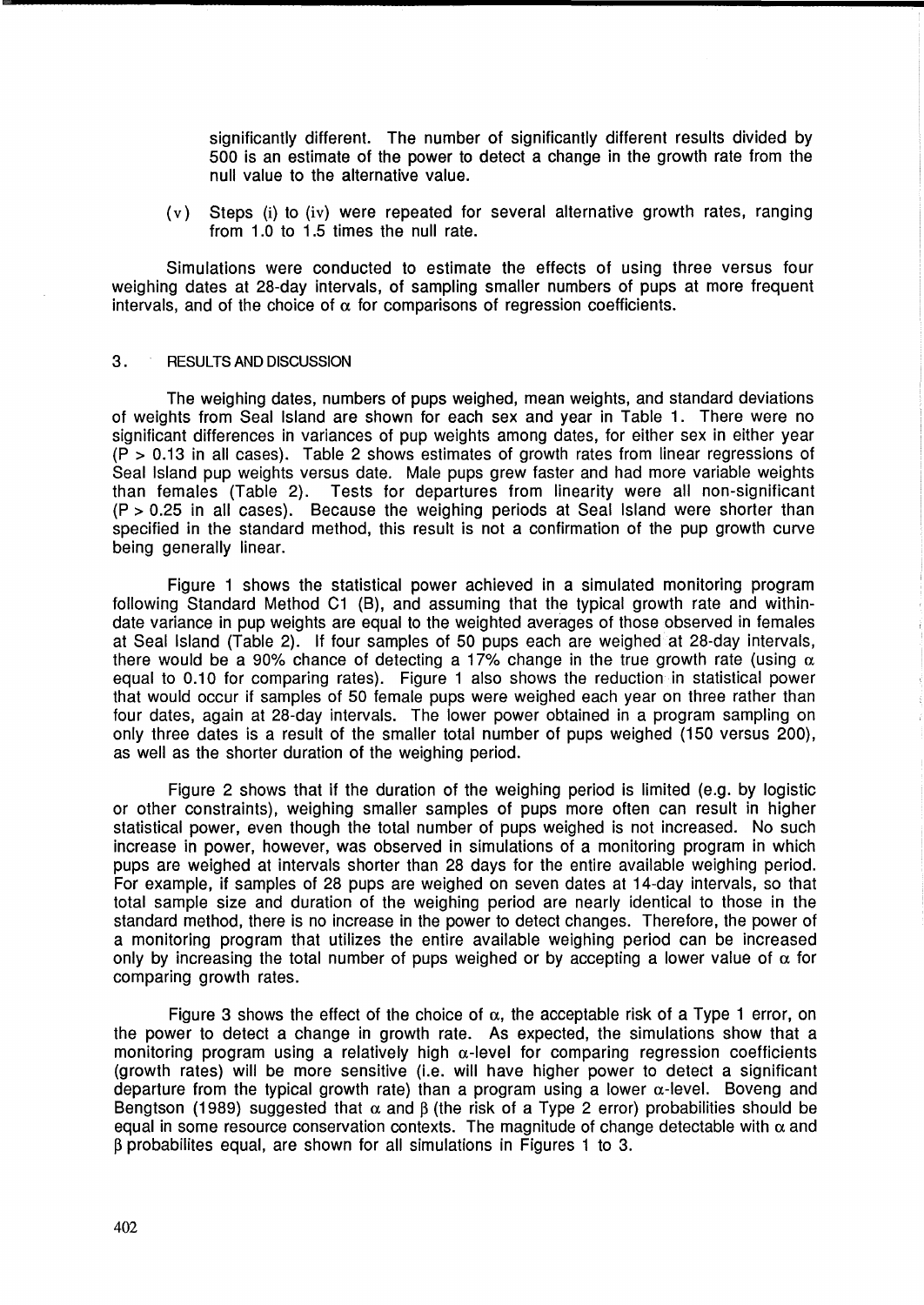significantly different. The number of significantly different results divided by 500 is an estimate of the power to detect a change in the growth rate from the null value to the alternative value.

(v) Steps (i) to (iv) were repeated for several alternative growth rates, ranging from 1.0 to 1.5 times the null rate.

Simulations were conducted to estimate the effects of using three versus four weighing dates at 28-day intervals, of sampling smaller numbers of pups at more frequent intervals, and of the choice of $\alpha$ for comparisons of regression coefficients.

## 3. RESULTS AND DISCUSSION

The weighing dates, numbers of pups weighed, mean weights, and standard deviations of weights from Seal Island are shown for each sex and year in Table 1. There were no significant differences in variances of pup weights among dates, for either sex in either year ($P > 0.13$ in all cases). Table 2 shows estimates of growth rates from linear regressions of Seal Island pup weights versus date. Male pups grew faster and had more variable weights than females (Table 2). Tests for departures from linearity were all non-significant ($P > 0.25$ in all cases). Because the weighing periods at Seal Island were shorter than specified in the standard method, this result is not a confirmation of the pup growth curve being generally linear.

Figure 1 shows the statistical power achieved in a simulated monitoring program following Standard Method C1 (B), and assuming that the typical growth rate and within-date variance in pup weights are equal to the weighted averages of those observed in females at Seal Island (Table 2). If four samples of 50 pups each are weighed at 28-day intervals, there would be a 90% chance of detecting a 17% change in the true growth rate (using $\alpha$ equal to 0.10 for comparing rates). Figure 1 also shows the reduction in statistical power that would occur if samples of 50 female pups were weighed each year on three rather than four dates, again at 28-day intervals. The lower power obtained in a program sampling on only three dates is a result of the smaller total number of pups weighed (150 versus 200), as well as the shorter duration of the weighing period.

Figure 2 shows that if the duration of the weighing period is limited (e.g. by logistic or other constraints), weighing smaller samples of pups more often can result in higher statistical power, even though the total number of pups weighed is not increased. No such increase in power, however, was observed in simulations of a monitoring program in which pups are weighed at intervals shorter than 28 days for the entire available weighing period. For example, if samples of 28 pups are weighed on seven dates at 14-day intervals, so that total sample size and duration of the weighing period are nearly identical to those in the standard method, there is no increase in the power to detect changes. Therefore, the power of a monitoring program that utilizes the entire available weighing period can be increased only by increasing the total number of pups weighed or by accepting a lower value of $\alpha$ for comparing growth rates.

Figure 3 shows the effect of the choice of $\alpha$, the acceptable risk of a Type 1 error, on the power to detect a change in growth rate. As expected, the simulations show that a monitoring program using a relatively high $\alpha$-level for comparing regression coefficients (growth rates) will be more sensitive (i.e. will have higher power to detect a significant departure from the typical growth rate) than a program using a lower $\alpha$-level. Boveng and Bengtson (1989) suggested that $\alpha$ and $\beta$ (the risk of a Type 2 error) probabilities should be equal in some resource conservation contexts. The magnitude of change detectable with $\alpha$ and $\beta$ probabilites equal, are shown for all simulations in Figures 1 to 3.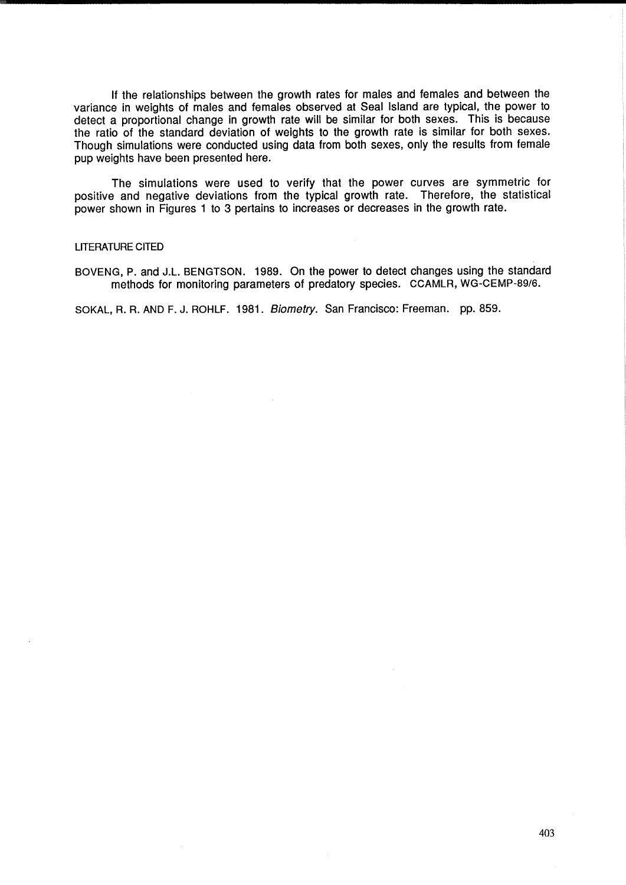If the relationships between the growth rates for males and females and between the variance in weights of males and females observed at Seal Island are typical, the power to detect a proportional change in growth rate will be similar for both sexes. This is because the ratio of the standard deviation of weights to the growth rate is similar for both sexes. Though simulations were conducted using data from both sexes, only the results from female pup weights have been presented here.

The simulations were used to verify that the power curves are symmetric for positive and negative deviations from the typical growth rate. Therefore, the statistical power shown in Figures 1 to 3 pertains to increases or decreases in the growth rate.

## LITERATURE CITED

BOVENG, P. and J.L. BENGTSON. 1989. On the power to detect changes using the standard methods for monitoring parameters of predatory species. CCAMLR, WG-CEMP-89/6.

SOKAL, R. R. AND F. J. ROHLF. 1981. *Biometry*. San Francisco: Freeman. pp. 859.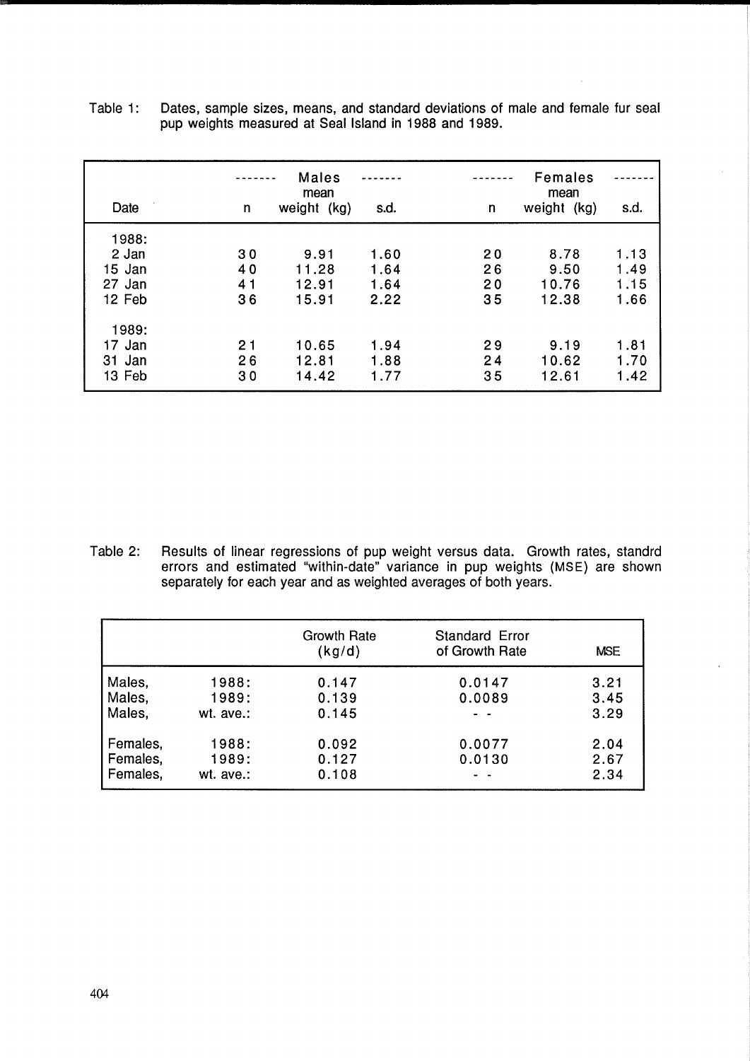Table 1: Dates, sample sizes, means, and standard deviations of male and female fur seal pup weights measured at Seal Island in 1988 and 1989.

| | Males | | | Females | | |
|---|---|---|---|---|---|---|
| Date | n | mean weight (kg) | s.d. | n | mean weight (kg) | s.d. |
| 1988: | | | | | | |
| 2 Jan | 30 | 9.91 | 1.60 | 20 | 8.78 | 1.13 |
| 15 Jan | 40 | 11.28 | 1.64 | 26 | 9.50 | 1.49 |
| 27 Jan | 41 | 12.91 | 1.64 | 20 | 10.76 | 1.15 |
| 12 Feb | 36 | 15.91 | 2.22 | 35 | 12.38 | 1.66 |
| 1989: | | | | | | |
| 17 Jan | 21 | 10.65 | 1.94 | 29 | 9.19 | 1.81 |
| 31 Jan | 26 | 12.81 | 1.88 | 24 | 10.62 | 1.70 |
| 13 Feb | 30 | 14.42 | 1.77 | 35 | 12.61 | 1.42 |

Table 2: Results of linear regressions of pup weight versus data. Growth rates, standrd errors and estimated "within-date" variance in pup weights (MSE) are shown separately for each year and as weighted averages of both years.

| | | Growth Rate (kg/d) | Standard Error of Growth Rate | MSE |
|---|---|---|---|---|
| Males, | 1988: | 0.147 | 0.0147 | 3.21 |
| Males, | 1989: | 0.139 | 0.0089 | 3.45 |
| Males, | wt. ave.: | 0.145 | - - | 3.29 |
| Females, | 1988: | 0.092 | 0.0077 | 2.04 |
| Females, | 1989: | 0.127 | 0.0130 | 2.67 |
| Females, | wt. ave.: | 0.108 | - - | 2.34 |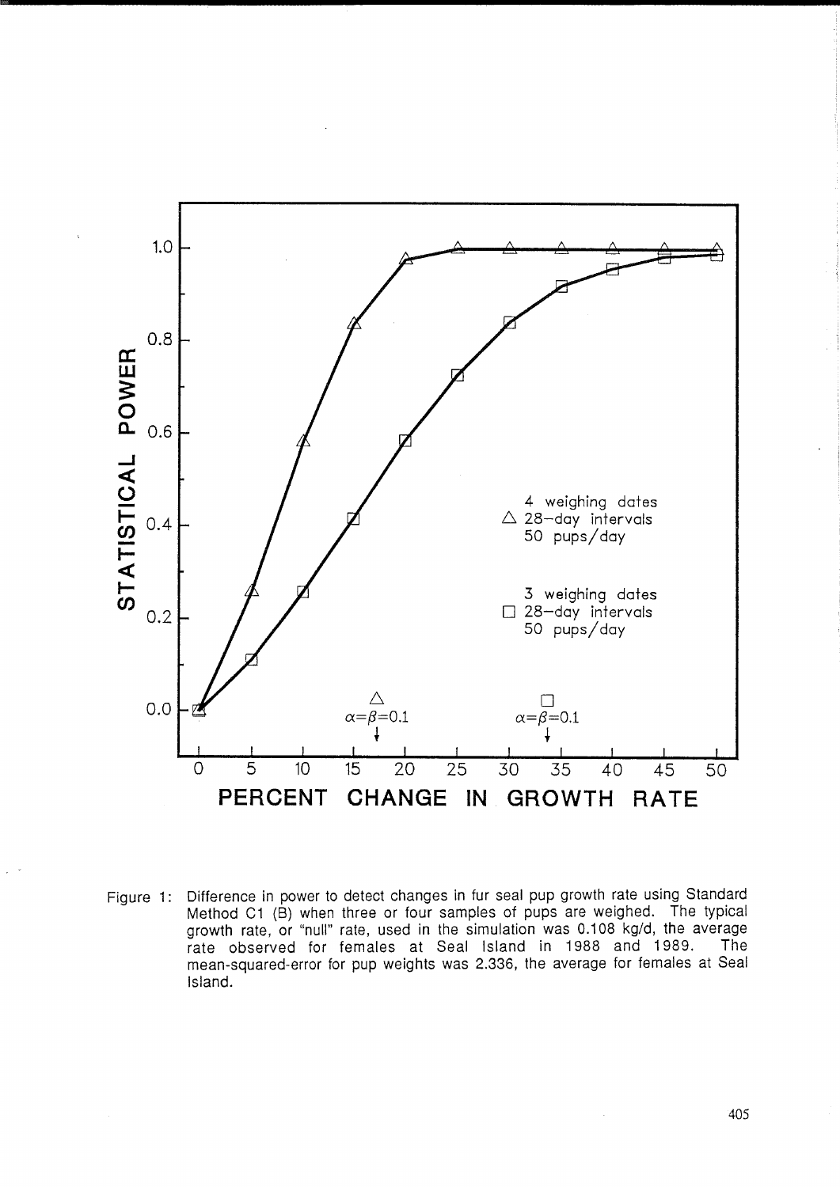Figure 1: Difference in power to detect changes in fur seal pup growth rate using Standard Method C1 (B) when three or four samples of pups are weighed. The typical growth rate, or "null" rate, used in the simulation was 0.108 kg/d, the average rate observed for females at Seal Island in 1988 and 1989. The mean-squared-error for pup weights was 2.336, the average for females at Seal Island.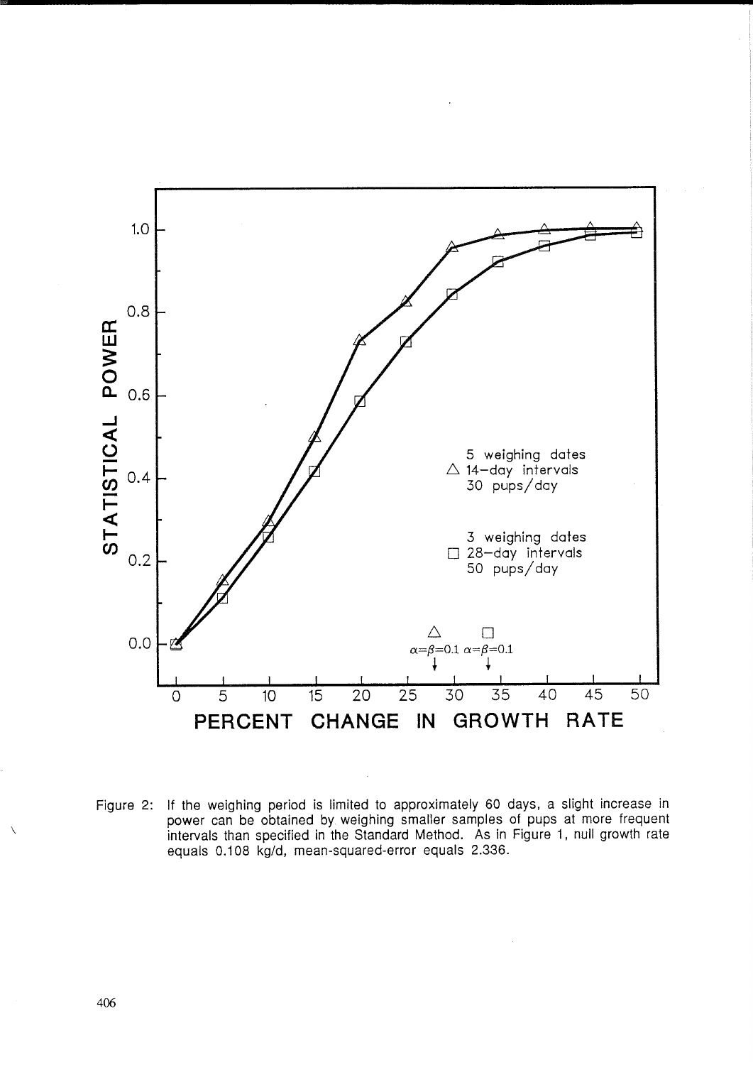Figure 2: If the weighing period is limited to approximately 60 days, a slight increase in power can be obtained by weighing smaller samples of pups at more frequent intervals than specified in the Standard Method. As in Figure 1, null growth rate equals 0.108 kg/d, mean-squared-error equals 2.336.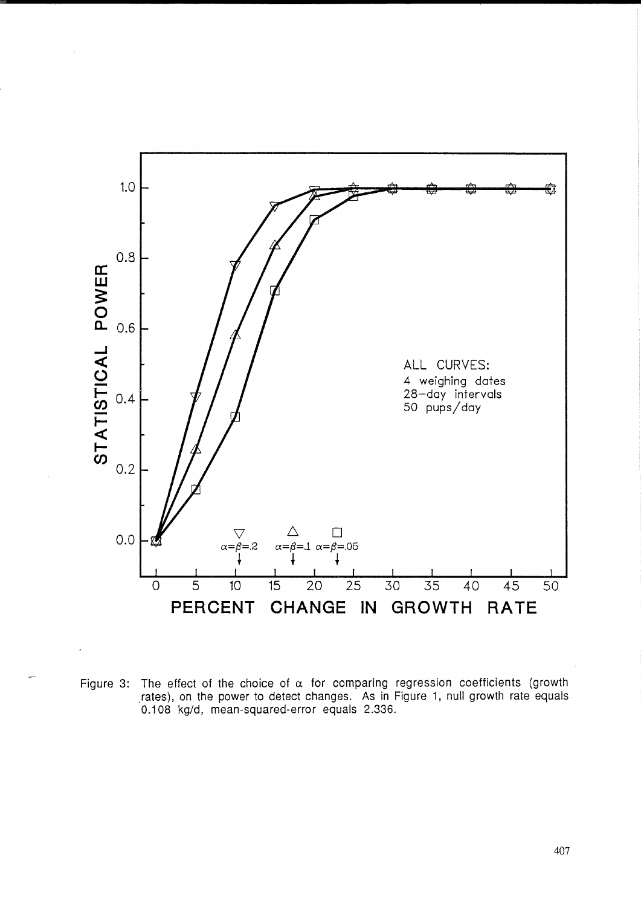Figure 3: The effect of the choice of $\alpha$ for comparing regression coefficients (growth rates), on the power to detect changes. As in Figure 1, null growth rate equals 0.108 kg/d, mean-squared-error equals 2.336.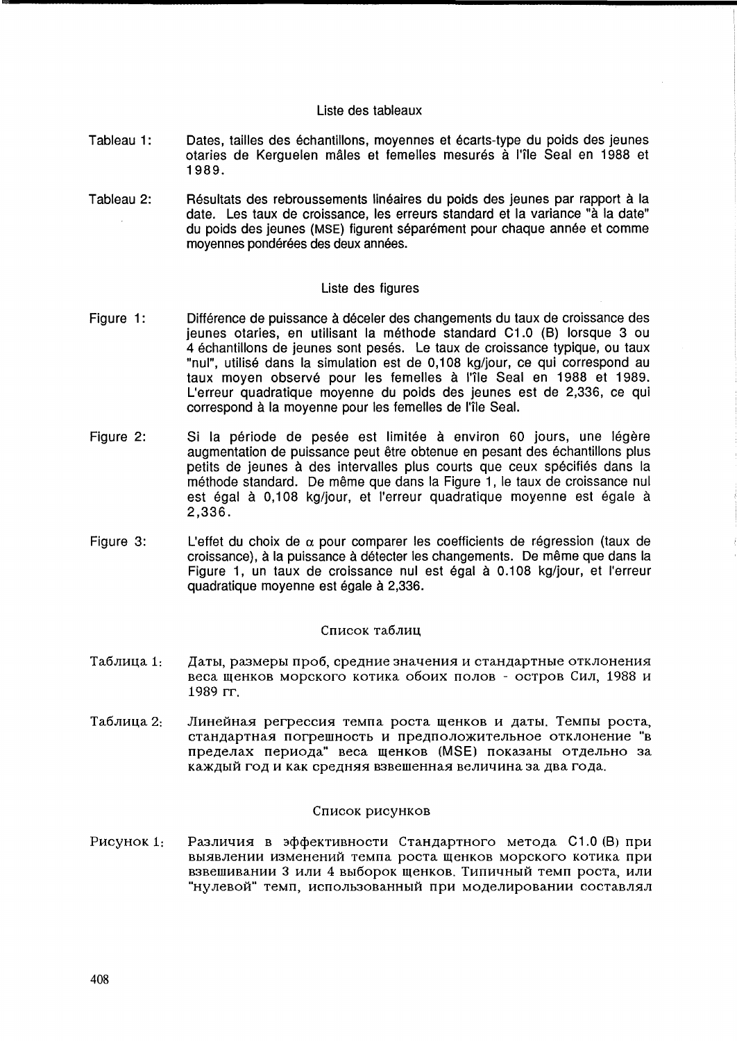## Liste des tableaux

Tableau 1: Dates, tailles des échantillons, moyennes et écarts-type du poids des jeunes otaries de Kerguelen mâles et femelles mesurés à l'île Seal en 1988 et 1989.

Tableau 2: Résultats des rebroussements linéaires du poids des jeunes par rapport à la date. Les taux de croissance, les erreurs standard et la variance "à la date" du poids des jeunes (MSE) figurent séparément pour chaque année et comme moyennes pondérées des deux années.

## Liste des figures

Figure 1: Différence de puissance à déceler des changements du taux de croissance des jeunes otaries, en utilisant la méthode standard C1.0 (B) lorsque 3 ou 4 échantillons de jeunes sont pesés. Le taux de croissance typique, ou taux "nul", utilisé dans la simulation est de 0,108 kg/jour, ce qui correspond au taux moyen observé pour les femelles à l'île Seal en 1988 et 1989. L'erreur quadratique moyenne du poids des jeunes est de 2,336, ce qui correspond à la moyenne pour les femelles de l'île Seal.

Figure 2: Si la période de pesée est limitée à environ 60 jours, une légère augmentation de puissance peut être obtenue en pesant des échantillons plus petits de jeunes à des intervalles plus courts que ceux spécifiés dans la méthode standard. De même que dans la Figure 1, le taux de croissance nul est égal à 0,108 kg/jour, et l'erreur quadratique moyenne est égale à 2,336.

Figure 3: L'effet du choix de $\alpha$ pour comparer les coefficients de régression (taux de croissance), à la puissance à détecter les changements. De même que dans la Figure 1, un taux de croissance nul est égal à 0.108 kg/jour, et l'erreur quadratique moyenne est égale à 2,336.

## Список таблиц

Таблица 1: Даты, размеры проб, средние значения и стандартные отклонения веса щенков морского котика обоих полов - остров Сил, 1988 и 1989 гг.

Таблица 2: Линейная регрессия темпа роста щенков и даты. Темпы роста, стандартная погрешность и предположительное отклонение "в пределах периода" веса щенков (MSE) показаны отдельно за каждый год и как средняя взвешенная величина за два года.

## Список рисунков

Рисунок 1: Различия в эффективности Стандартного метода C1.0 (B) при выявлении изменений темпа роста щенков морского котика при взвешивании 3 или 4 выборок щенков. Типичный темп роста, или "нулевой" темп, использованный при моделировании составлял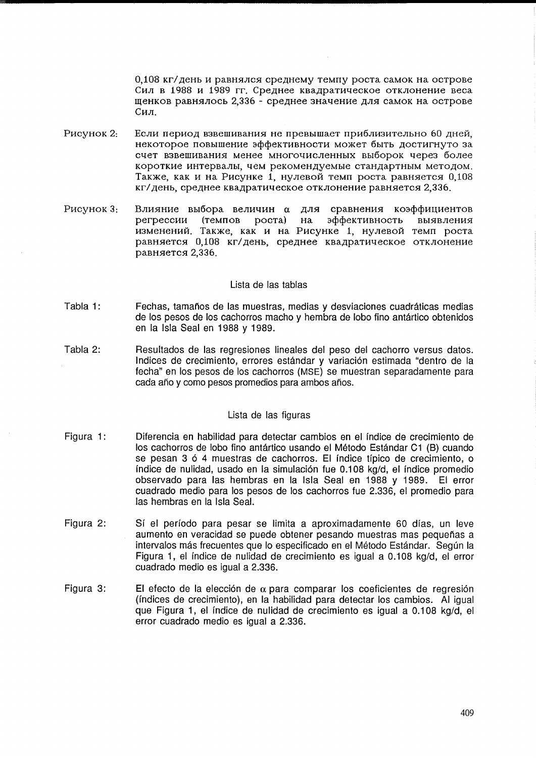0,108 кг/день и равнялся среднему темпу роста самок на острове Сил в 1988 и 1989 гг. Среднее квадратическое отклонение веса щенков равнялось 2,336 - среднее значение для самок на острове Сил.

Рисунок 2: Если период взвешивания не превышает приблизительно 60 дней, некоторое повышение эффективности может быть достигнуто за счет взвешивания менее многочисленных выборок через более короткие интервалы, чем рекомендуемые стандартным методом. Также, как и на Рисунке 1, нулевой темп роста равняется 0,108 кг/день, среднее квадратическое отклонение равняется 2,336.

Рисунок 3: Влияние выбора величин $\alpha$ для сравнения коэффициентов регрессии (темпов роста) на эффективность выявления изменений. Также, как и на Рисунке 1, нулевой темп роста равняется 0,108 кг/день, среднее квадратическое отклонение равняется 2,336.

## Lista de las tablas

Tabla 1: Fechas, tamaños de las muestras, medias y desviaciones cuadráticas medias de los pesos de los cachorros macho y hembra de lobo fino antártico obtenidos en la Isla Seal en 1988 y 1989.

Tabla 2: Resultados de las regresiones lineales del peso del cachorro versus datos. Indices de crecimiento, errores estándar y variación estimada "dentro de la fecha" en los pesos de los cachorros (MSE) se muestran separadamente para cada año y como pesos promedios para ambos años.

## Lista de las figuras

Figura 1: Diferencia en habilidad para detectar cambios en el índice de crecimiento de los cachorros de lobo fino antártico usando el Método Estándar C1 (B) cuando se pesan 3 ó 4 muestras de cachorros. El índice típico de crecimiento, o índice de nulidad, usado en la simulación fue 0.108 kg/d, el índice promedio observado para las hembras en la Isla Seal en 1988 y 1989. El error cuadrado medio para los pesos de los cachorros fue 2.336, el promedio para las hembras en la Isla Seal.

Figura 2: Sí el período para pesar se limita a aproximadamente 60 días, un leve aumento en veracidad se puede obtener pesando muestras mas pequeñas a intervalos más frecuentes que lo especificado en el Método Estándar. Según la Figura 1, el índice de nulidad de crecimiento es igual a 0.108 kg/d, el error cuadrado medio es igual a 2.336.

Figura 3: El efecto de la elección de $\alpha$ para comparar los coeficientes de regresión (índices de crecimiento), en la habilidad para detectar los cambios. Al igual que Figura 1, el índice de nulidad de crecimiento es igual a 0.108 kg/d, el error cuadrado medio es igual a 2.336.